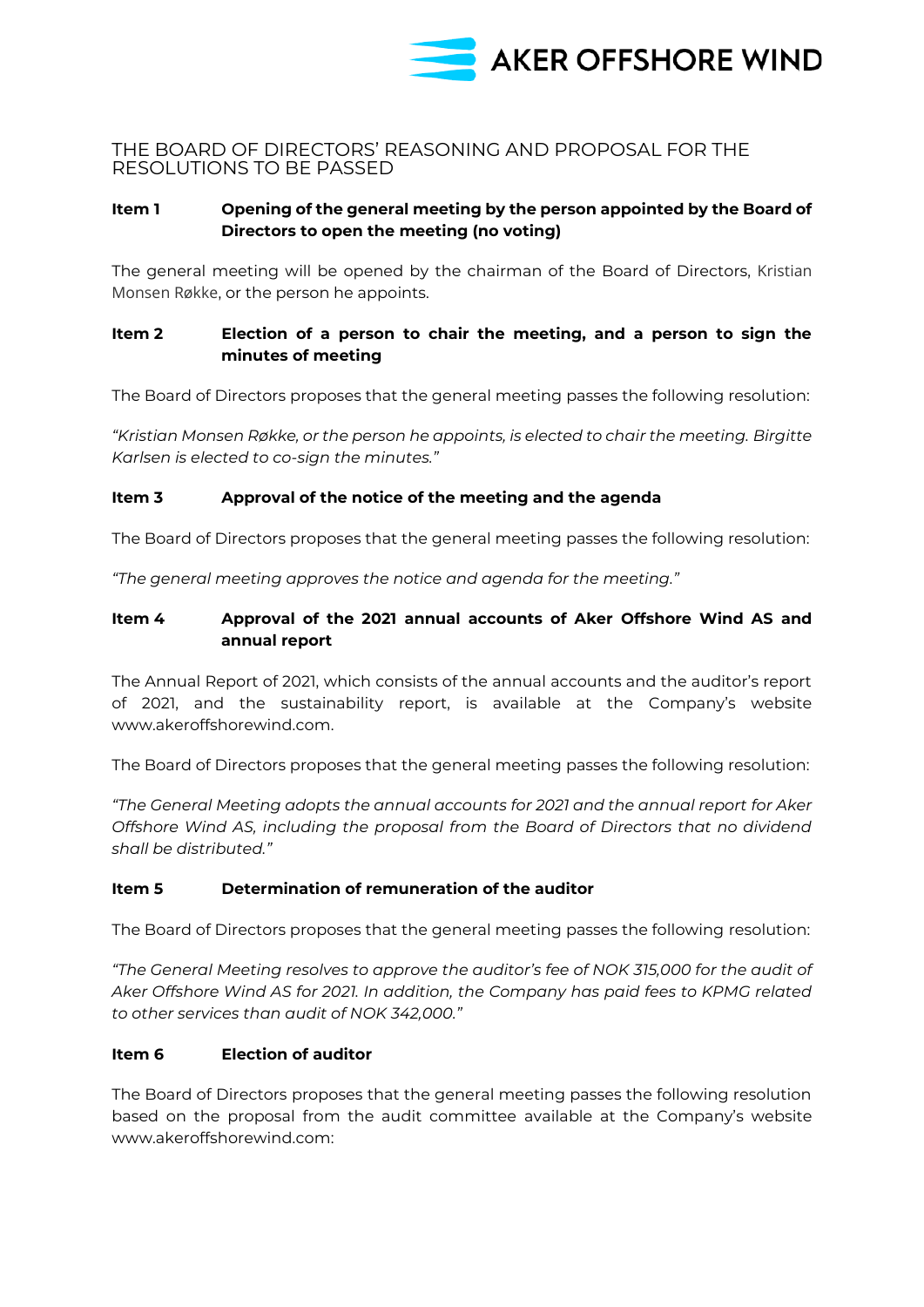# THE BOARD OF DIRECTORS' REASONING AND PROPOSAL FOR THE RESOLUTIONS TO BE PASSED

### Item 1 Opening of the general meeting by the person appointed by the Board of Directors to open the meeting (no voting)

The general meeting will be opened by the chairman of the Board of Directors, Kristian Monsen Røkke, or the person he appoints.

### Item 2 Election of a person to chair the meeting, and a person to sign the minutes of meeting

The Board of Directors proposes that the general meeting passes the following resolution:

*"Kristian Monsen Røkke, or the person he appoints, is elected to chair the meeting. Birgitte Karlsen is elected to co-sign the minutes."*

### Item 3 Approval of the notice of the meeting and the agenda

The Board of Directors proposes that the general meeting passes the following resolution:

*"The general meeting approves the notice and agenda for the meeting."*

### Item 4 Approval of the 2021 annual accounts of Aker Offshore Wind AS and annual report

The Annual Report of 2021, which consists of the annual accounts and the auditor's report of 2021, and the sustainability report, is available at the Company's website www.akeroffshorewind.com.

The Board of Directors proposes that the general meeting passes the following resolution:

*"The General Meeting adopts the annual accounts for 2021 and the annual report for Aker Offshore Wind AS, including the proposal from the Board of Directors that no dividend shall be distributed."*

### Item 5 Determination of remuneration of the auditor

The Board of Directors proposes that the general meeting passes the following resolution:

*"The General Meeting resolves to approve the auditor's fee of NOK 315,000 for the audit of Aker Offshore Wind AS for 2021. In addition, the Company has paid fees to KPMG related to other services than audit of NOK 342,000."*

### Item 6 Election of auditor

The Board of Directors proposes that the general meeting passes the following resolution based on the proposal from the audit committee available at the Company's website www.akeroffshorewind.com: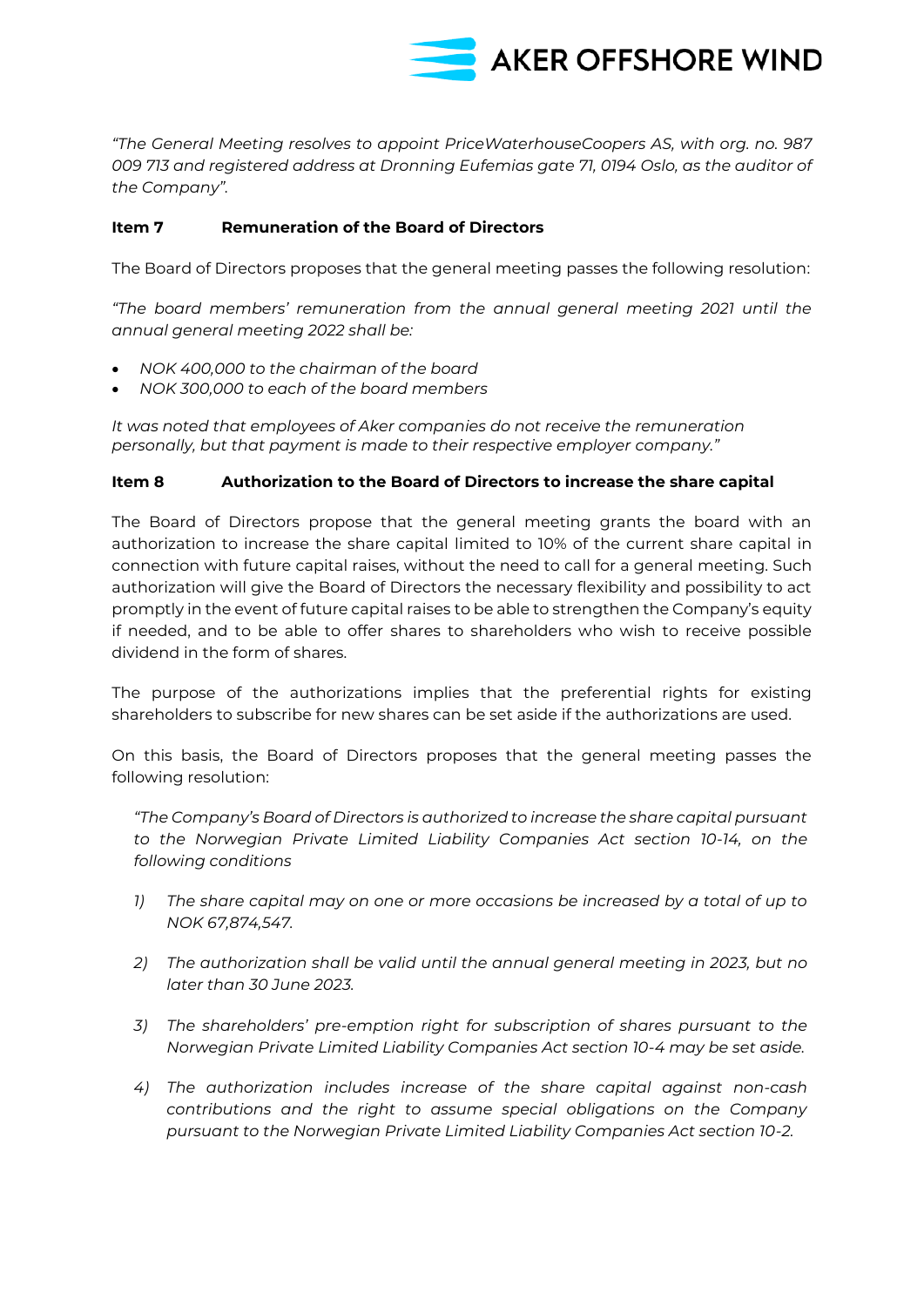*"The General Meeting resolves to appoint PriceWaterhouseCoopers AS, with org. no. 987 009 713 and registered address at Dronning Eufemias gate 71, 0194 Oslo, as the auditor of the Company".*

**Item 7 Remuneration of the Board of Directors**

The Board of Directors proposes that the general meeting passes the following resolution:

*"The board members' remuneration from the annual general meeting 2021 until the annual general meeting 2022 shall be:*

- *NOK 400,000 to the chairman of the board*
- *NOK 300,000 to each of the board members*

*It was noted that employees of Aker companies do not receive the remuneration personally, but that payment is made to their respective employer company."*

**Item 8 Authorization to the Board of Directors to increase the share capital**

The Board of Directors propose that the general meeting grants the board with an authorization to increase the share capital limited to 10% of the current share capital in connection with future capital raises, without the need to call for a general meeting. Such authorization will give the Board of Directors the necessary flexibility and possibility to act promptly in the event of future capital raises to be able to strengthen the Company's equity if needed, and to be able to offer shares to shareholders who wish to receive possible dividend in the form of shares.

The purpose of the authorizations implies that the preferential rights for existing shareholders to subscribe for new shares can be set aside if the authorizations are used.

On this basis, the Board of Directors proposes that the general meeting passes the following resolution:

*"The Company's Board of Directors is authorized to increase the share capital pursuant to the Norwegian Private Limited Liability Companies Act section 10-14, on the following conditions*

1) *The share capital may on one or more occasions be increased by a total of up to NOK 67,874,547.*

2) *The authorization shall be valid until the annual general meeting in 2023, but no later than 30 June 2023.*

3) *The shareholders' pre-emption right for subscription of shares pursuant to the Norwegian Private Limited Liability Companies Act section 10-4 may be set aside.*

4) *The authorization includes increase of the share capital against non-cash contributions and the right to assume special obligations on the Company pursuant to the Norwegian Private Limited Liability Companies Act section 10-2.*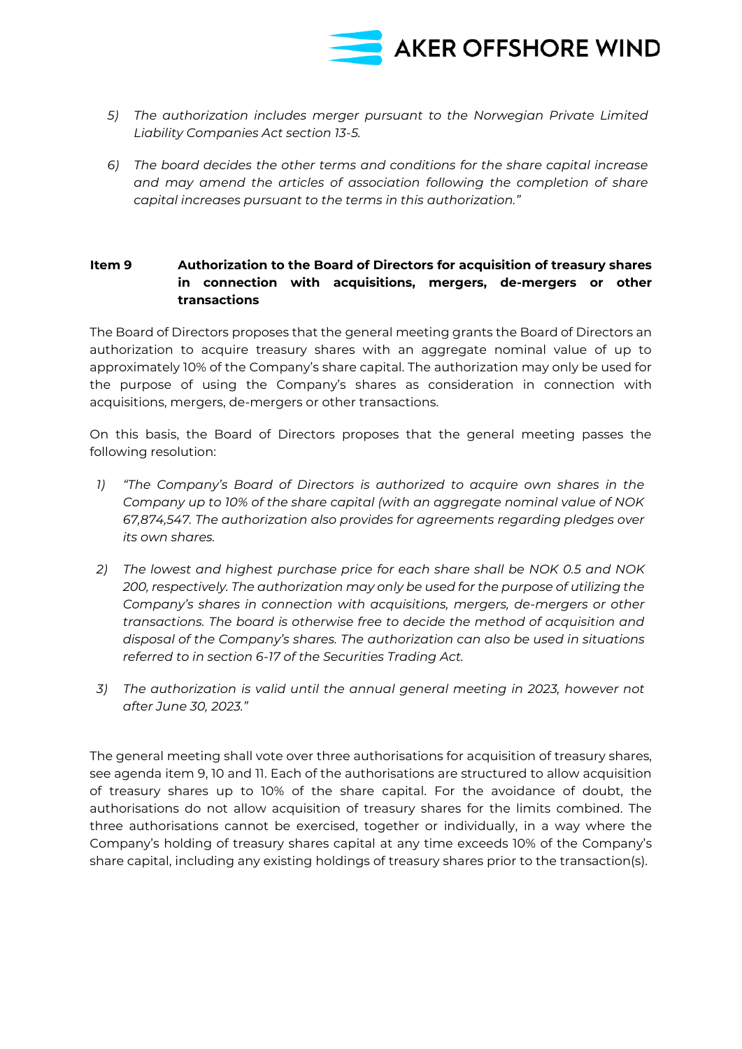5) *The authorization includes merger pursuant to the Norwegian Private Limited Liability Companies Act section 13-5.*

6) *The board decides the other terms and conditions for the share capital increase and may amend the articles of association following the completion of share capital increases pursuant to the terms in this authorization."*

### Item 9 Authorization to the Board of Directors for acquisition of treasury shares in connection with acquisitions, mergers, de-mergers or other transactions

The Board of Directors proposes that the general meeting grants the Board of Directors an authorization to acquire treasury shares with an aggregate nominal value of up to approximately 10% of the Company's share capital. The authorization may only be used for the purpose of using the Company's shares as consideration in connection with acquisitions, mergers, de-mergers or other transactions.

On this basis, the Board of Directors proposes that the general meeting passes the following resolution:

1) *"The Company's Board of Directors is authorized to acquire own shares in the Company up to 10% of the share capital (with an aggregate nominal value of NOK 67,874,547. The authorization also provides for agreements regarding pledges over its own shares.*

2) *The lowest and highest purchase price for each share shall be NOK 0.5 and NOK 200, respectively. The authorization may only be used for the purpose of utilizing the Company's shares in connection with acquisitions, mergers, de-mergers or other transactions. The board is otherwise free to decide the method of acquisition and disposal of the Company's shares. The authorization can also be used in situations referred to in section 6-17 of the Securities Trading Act.*

3) *The authorization is valid until the annual general meeting in 2023, however not after June 30, 2023."*

The general meeting shall vote over three authorisations for acquisition of treasury shares, see agenda item 9, 10 and 11. Each of the authorisations are structured to allow acquisition of treasury shares up to 10% of the share capital. For the avoidance of doubt, the authorisations do not allow acquisition of treasury shares for the limits combined. The three authorisations cannot be exercised, together or individually, in a way where the Company's holding of treasury shares capital at any time exceeds 10% of the Company's share capital, including any existing holdings of treasury shares prior to the transaction(s).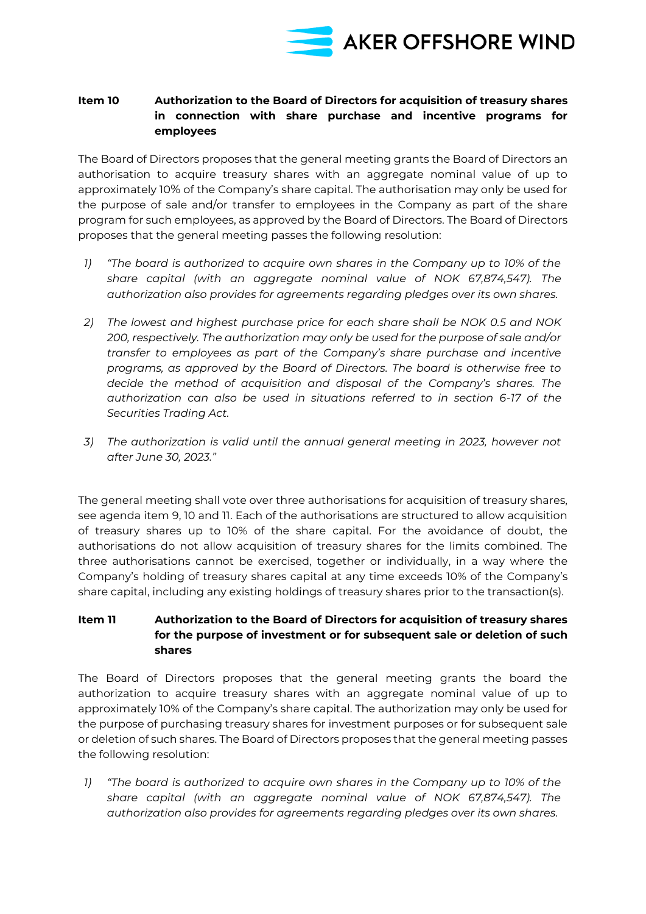### Item 10 Authorization to the Board of Directors for acquisition of treasury shares in connection with share purchase and incentive programs for employees

The Board of Directors proposes that the general meeting grants the Board of Directors an authorisation to acquire treasury shares with an aggregate nominal value of up to approximately 10% of the Company's share capital. The authorisation may only be used for the purpose of sale and/or transfer to employees in the Company as part of the share program for such employees, as approved by the Board of Directors. The Board of Directors proposes that the general meeting passes the following resolution:

1) *"The board is authorized to acquire own shares in the Company up to 10% of the share capital (with an aggregate nominal value of NOK 67,874,547). The authorization also provides for agreements regarding pledges over its own shares.*

2) *The lowest and highest purchase price for each share shall be NOK 0.5 and NOK 200, respectively. The authorization may only be used for the purpose of sale and/or transfer to employees as part of the Company's share purchase and incentive programs, as approved by the Board of Directors. The board is otherwise free to decide the method of acquisition and disposal of the Company's shares. The authorization can also be used in situations referred to in section 6-17 of the Securities Trading Act.*

3) *The authorization is valid until the annual general meeting in 2023, however not after June 30, 2023."*

The general meeting shall vote over three authorisations for acquisition of treasury shares, see agenda item 9, 10 and 11. Each of the authorisations are structured to allow acquisition of treasury shares up to 10% of the share capital. For the avoidance of doubt, the authorisations do not allow acquisition of treasury shares for the limits combined. The three authorisations cannot be exercised, together or individually, in a way where the Company's holding of treasury shares capital at any time exceeds 10% of the Company's share capital, including any existing holdings of treasury shares prior to the transaction(s).

### Item 11 Authorization to the Board of Directors for acquisition of treasury shares for the purpose of investment or for subsequent sale or deletion of such shares

The Board of Directors proposes that the general meeting grants the board the authorization to acquire treasury shares with an aggregate nominal value of up to approximately 10% of the Company's share capital. The authorization may only be used for the purpose of purchasing treasury shares for investment purposes or for subsequent sale or deletion of such shares. The Board of Directors proposes that the general meeting passes the following resolution:

1) *"The board is authorized to acquire own shares in the Company up to 10% of the share capital (with an aggregate nominal value of NOK 67,874,547). The authorization also provides for agreements regarding pledges over its own shares.*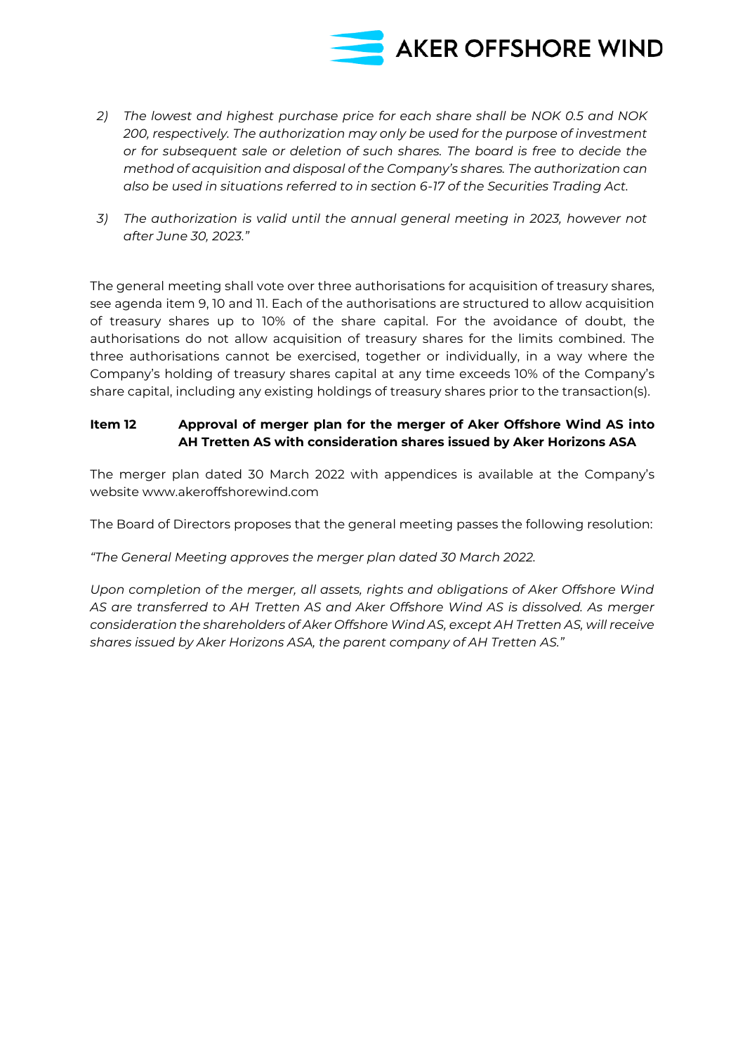2) *The lowest and highest purchase price for each share shall be NOK 0.5 and NOK 200, respectively. The authorization may only be used for the purpose of investment or for subsequent sale or deletion of such shares. The board is free to decide the method of acquisition and disposal of the Company's shares. The authorization can also be used in situations referred to in section 6-17 of the Securities Trading Act.*

3) *The authorization is valid until the annual general meeting in 2023, however not after June 30, 2023."*

The general meeting shall vote over three authorisations for acquisition of treasury shares, see agenda item 9, 10 and 11. Each of the authorisations are structured to allow acquisition of treasury shares up to 10% of the share capital. For the avoidance of doubt, the authorisations do not allow acquisition of treasury shares for the limits combined. The three authorisations cannot be exercised, together or individually, in a way where the Company's holding of treasury shares capital at any time exceeds 10% of the Company's share capital, including any existing holdings of treasury shares prior to the transaction(s).

### Item 12 Approval of merger plan for the merger of Aker Offshore Wind AS into AH Tretten AS with consideration shares issued by Aker Horizons ASA

The merger plan dated 30 March 2022 with appendices is available at the Company's website www.akeroffshorewind.com

The Board of Directors proposes that the general meeting passes the following resolution:

*"The General Meeting approves the merger plan dated 30 March 2022.*

*Upon completion of the merger, all assets, rights and obligations of Aker Offshore Wind AS are transferred to AH Tretten AS and Aker Offshore Wind AS is dissolved. As merger consideration the shareholders of Aker Offshore Wind AS, except AH Tretten AS, will receive shares issued by Aker Horizons ASA, the parent company of AH Tretten AS."*